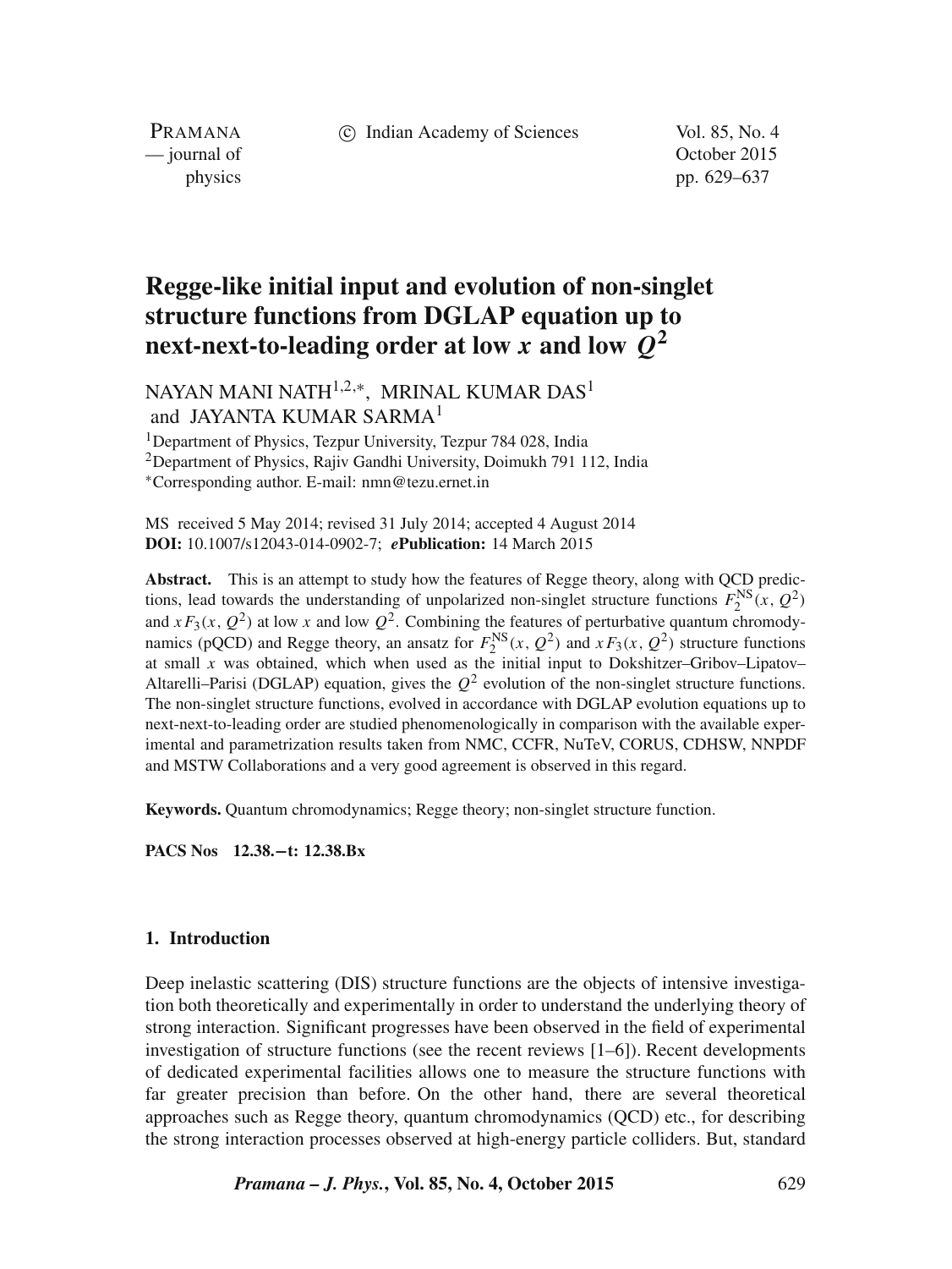# Regge-like initial input and evolution of non-singlet structure functions from DGLAP equation up to next-next-to-leading order at low $x$ and low $Q^2$

NAYAN MANI NATH[1,2,*], MRINAL KUMAR DAS[1] and JAYANTA KUMAR SARMA[1]

[1]Department of Physics, Tezpur University, Tezpur 784 028, India
[2]Department of Physics, Rajiv Gandhi University, Doimukh 791 112, India
*Corresponding author. E-mail: nmn@tezu.ernet.in

MS received 5 May 2014; revised 31 July 2014; accepted 4 August 2014
**DOI:** 10.1007/s12043-014-0902-7; ***e*Publication:** 14 March 2015

**Abstract.** This is an attempt to study how the features of Regge theory, along with QCD predictions, lead towards the understanding of unpolarized non-singlet structure functions $F_2^{\mathrm{NS}}(x, Q^2)$ and $xF_3(x, Q^2)$ at low $x$ and low $Q^2$. Combining the features of perturbative quantum chromodynamics (pQCD) and Regge theory, an ansatz for $F_2^{\mathrm{NS}}(x, Q^2)$ and $xF_3(x, Q^2)$ structure functions at small $x$ was obtained, which when used as the initial input to Dokshitzer–Gribov–Lipatov–Altarelli–Parisi (DGLAP) equation, gives the $Q^2$ evolution of the non-singlet structure functions. The non-singlet structure functions, evolved in accordance with DGLAP evolution equations up to next-next-to-leading order are studied phenomenologically in comparison with the available experimental and parametrization results taken from NMC, CCFR, NuTeV, CORUS, CDHSW, NNPDF and MSTW Collaborations and a very good agreement is observed in this regard.

**Keywords.** Quantum chromodynamics; Regge theory; non-singlet structure function.

**PACS Nos** 12.38.−t: 12.38.Bx

## 1. Introduction

Deep inelastic scattering (DIS) structure functions are the objects of intensive investigation both theoretically and experimentally in order to understand the underlying theory of strong interaction. Significant progresses have been observed in the field of experimental investigation of structure functions (see the recent reviews [1–6]). Recent developments of dedicated experimental facilities allows one to measure the structure functions with far greater precision than before. On the other hand, there are several theoretical approaches such as Regge theory, quantum chromodynamics (QCD) etc., for describing the strong interaction processes observed at high-energy particle colliders. But, standard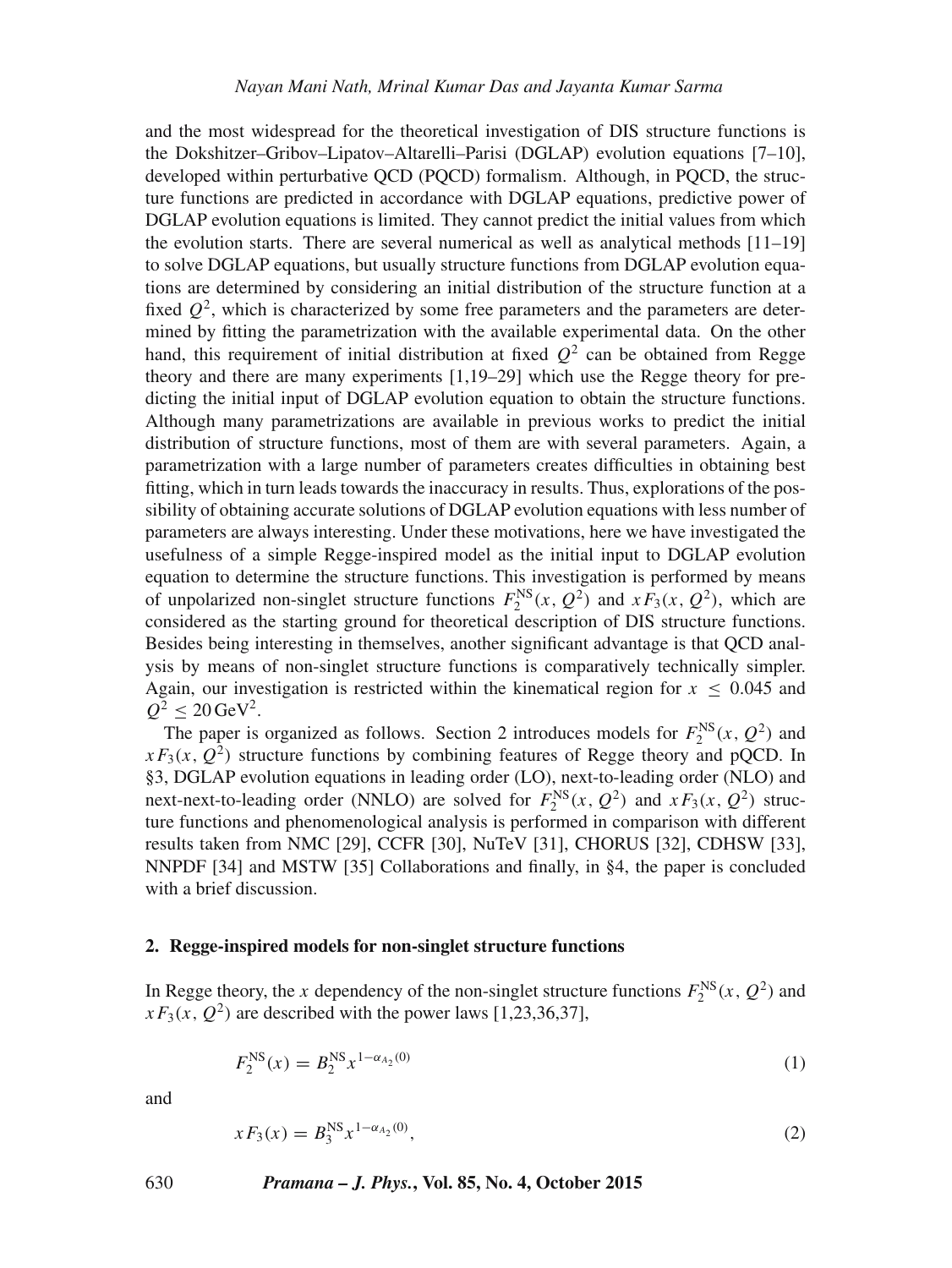and the most widespread for the theoretical investigation of DIS structure functions is the Dokshitzer–Gribov–Lipatov–Altarelli–Parisi (DGLAP) evolution equations [7–10], developed within perturbative QCD (PQCD) formalism. Although, in PQCD, the structure functions are predicted in accordance with DGLAP equations, predictive power of DGLAP evolution equations is limited. They cannot predict the initial values from which the evolution starts. There are several numerical as well as analytical methods [11–19] to solve DGLAP equations, but usually structure functions from DGLAP evolution equations are determined by considering an initial distribution of the structure function at a fixed $Q^2$, which is characterized by some free parameters and the parameters are determined by fitting the parametrization with the available experimental data. On the other hand, this requirement of initial distribution at fixed $Q^2$ can be obtained from Regge theory and there are many experiments [1,19–29] which use the Regge theory for predicting the initial input of DGLAP evolution equation to obtain the structure functions. Although many parametrizations are available in previous works to predict the initial distribution of structure functions, most of them are with several parameters. Again, a parametrization with a large number of parameters creates difficulties in obtaining best fitting, which in turn leads towards the inaccuracy in results. Thus, explorations of the possibility of obtaining accurate solutions of DGLAP evolution equations with less number of parameters are always interesting. Under these motivations, here we have investigated the usefulness of a simple Regge-inspired model as the initial input to DGLAP evolution equation to determine the structure functions. This investigation is performed by means of unpolarized non-singlet structure functions $F_2^{\mathrm{NS}}(x, Q^2)$ and $xF_3(x, Q^2)$, which are considered as the starting ground for theoretical description of DIS structure functions. Besides being interesting in themselves, another significant advantage is that QCD analysis by means of non-singlet structure functions is comparatively technically simpler. Again, our investigation is restricted within the kinematical region for $x \leq 0.045$ and $Q^2 \leq 20\,\mathrm{GeV}^2$.

The paper is organized as follows. Section 2 introduces models for $F_2^{\mathrm{NS}}(x, Q^2)$ and $xF_3(x, Q^2)$ structure functions by combining features of Regge theory and pQCD. In §3, DGLAP evolution equations in leading order (LO), next-to-leading order (NLO) and next-next-to-leading order (NNLO) are solved for $F_2^{\mathrm{NS}}(x, Q^2)$ and $xF_3(x, Q^2)$ structure functions and phenomenological analysis is performed in comparison with different results taken from NMC [29], CCFR [30], NuTeV [31], CHORUS [32], CDHSW [33], NNPDF [34] and MSTW [35] Collaborations and finally, in §4, the paper is concluded with a brief discussion.

## 2. Regge-inspired models for non-singlet structure functions

In Regge theory, the $x$ dependency of the non-singlet structure functions $F_2^{\mathrm{NS}}(x, Q^2)$ and $xF_3(x, Q^2)$ are described with the power laws [1,23,36,37],

$$F_2^{\mathrm{NS}}(x) = B_2^{\mathrm{NS}} x^{1-\alpha_{A_2}(0)} \tag{1}$$

and

$$xF_3(x) = B_3^{\mathrm{NS}} x^{1-\alpha_{A_2}(0)}, \tag{2}$$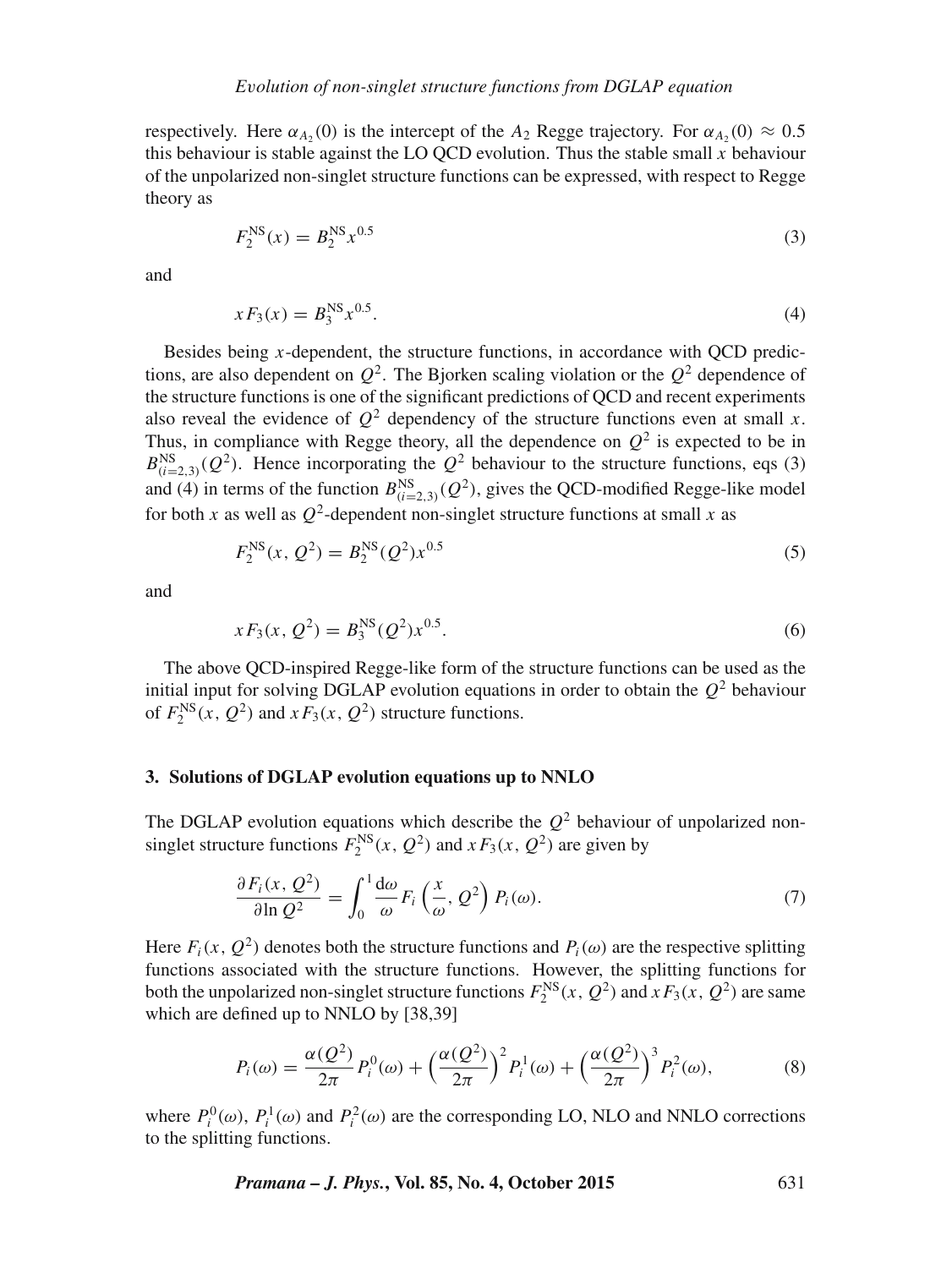respectively. Here $\alpha_{A_2}(0)$ is the intercept of the $A_2$ Regge trajectory. For $\alpha_{A_2}(0) \approx 0.5$ this behaviour is stable against the LO QCD evolution. Thus the stable small $x$ behaviour of the unpolarized non-singlet structure functions can be expressed, with respect to Regge theory as

$$F_2^{\rm NS}(x) = B_2^{\rm NS} x^{0.5} \tag{3}$$

and

$$xF_3(x) = B_3^{\rm NS} x^{0.5}. \tag{4}$$

Besides being $x$-dependent, the structure functions, in accordance with QCD predictions, are also dependent on $Q^2$. The Bjorken scaling violation or the $Q^2$ dependence of the structure functions is one of the significant predictions of QCD and recent experiments also reveal the evidence of $Q^2$ dependency of the structure functions even at small $x$. Thus, in compliance with Regge theory, all the dependence on $Q^2$ is expected to be in $B_{(i=2,3)}^{\rm NS}(Q^2)$. Hence incorporating the $Q^2$ behaviour to the structure functions, eqs (3) and (4) in terms of the function $B_{(i=2,3)}^{\rm NS}(Q^2)$, gives the QCD-modified Regge-like model for both $x$ as well as $Q^2$-dependent non-singlet structure functions at small $x$ as

$$F_2^{\rm NS}(x, Q^2) = B_2^{\rm NS}(Q^2) x^{0.5} \tag{5}$$

and

$$xF_3(x, Q^2) = B_3^{\rm NS}(Q^2) x^{0.5}. \tag{6}$$

The above QCD-inspired Regge-like form of the structure functions can be used as the initial input for solving DGLAP evolution equations in order to obtain the $Q^2$ behaviour of $F_2^{\rm NS}(x, Q^2)$ and $xF_3(x, Q^2)$ structure functions.

## 3. Solutions of DGLAP evolution equations up to NNLO

The DGLAP evolution equations which describe the $Q^2$ behaviour of unpolarized non-singlet structure functions $F_2^{\rm NS}(x, Q^2)$ and $xF_3(x, Q^2)$ are given by

$$\frac{\partial F_i(x, Q^2)}{\partial \ln Q^2} = \int_0^1 \frac{{\rm d}\omega}{\omega} F_i\left(\frac{x}{\omega}, Q^2\right) P_i(\omega). \tag{7}$$

Here $F_i(x, Q^2)$ denotes both the structure functions and $P_i(\omega)$ are the respective splitting functions associated with the structure functions. However, the splitting functions for both the unpolarized non-singlet structure functions $F_2^{\rm NS}(x, Q^2)$ and $xF_3(x, Q^2)$ are same which are defined up to NNLO by [38,39]

$$P_i(\omega) = \frac{\alpha(Q^2)}{2\pi} P_i^0(\omega) + \left(\frac{\alpha(Q^2)}{2\pi}\right)^2 P_i^1(\omega) + \left(\frac{\alpha(Q^2)}{2\pi}\right)^3 P_i^2(\omega), \tag{8}$$

where $P_i^0(\omega)$, $P_i^1(\omega)$ and $P_i^2(\omega)$ are the corresponding LO, NLO and NNLO corrections to the splitting functions.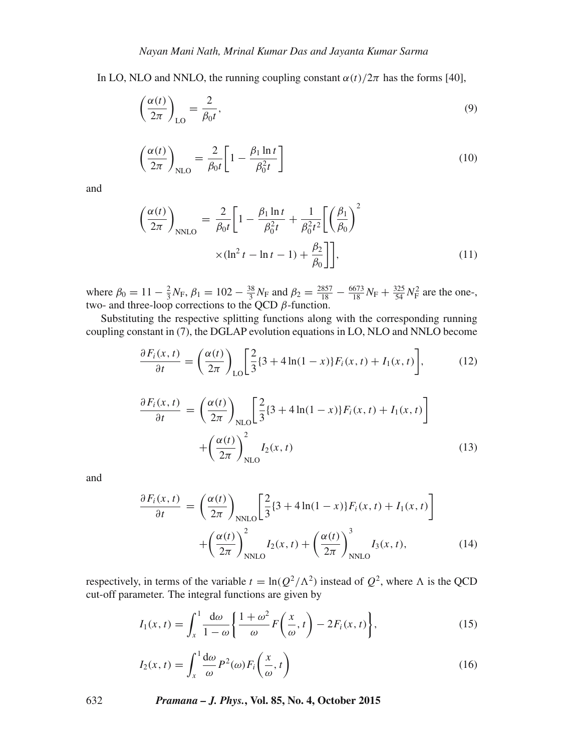In LO, NLO and NNLO, the running coupling constant $\alpha(t)/2\pi$ has the forms [40],

$$\left(\frac{\alpha(t)}{2\pi}\right)_{\text{LO}} = \frac{2}{\beta_0 t}, \tag{9}$$

$$\left(\frac{\alpha(t)}{2\pi}\right)_{\text{NLO}} = \frac{2}{\beta_0 t}\left[1 - \frac{\beta_1 \ln t}{\beta_0^2 t}\right] \tag{10}$$

and

$$\left(\frac{\alpha(t)}{2\pi}\right)_{\text{NNLO}} = \frac{2}{\beta_0 t}\left[1 - \frac{\beta_1 \ln t}{\beta_0^2 t} + \frac{1}{\beta_0^2 t^2}\left[\left(\frac{\beta_1}{\beta_0}\right)^2 \times (\ln^2 t - \ln t - 1) + \frac{\beta_2}{\beta_0}\right]\right], \tag{11}$$

where $\beta_0 = 11 - \frac{2}{3}N_{\text{F}}$, $\beta_1 = 102 - \frac{38}{3}N_{\text{F}}$ and $\beta_2 = \frac{2857}{18} - \frac{6673}{18}N_{\text{F}} + \frac{325}{54}N_{\text{F}}^2$ are the one-, two- and three-loop corrections to the QCD $\beta$-function.

Substituting the respective splitting functions along with the corresponding running coupling constant in (7), the DGLAP evolution equations in LO, NLO and NNLO become

$$\frac{\partial F_i(x,t)}{\partial t} = \left(\frac{\alpha(t)}{2\pi}\right)_{\text{LO}}\left[\frac{2}{3}\{3 + 4\ln(1-x)\}F_i(x,t) + I_1(x,t)\right], \tag{12}$$

$$\frac{\partial F_i(x,t)}{\partial t} = \left(\frac{\alpha(t)}{2\pi}\right)_{\text{NLO}}\left[\frac{2}{3}\{3 + 4\ln(1-x)\}F_i(x,t) + I_1(x,t)\right] + \left(\frac{\alpha(t)}{2\pi}\right)^2_{\text{NLO}} I_2(x,t) \tag{13}$$

and

$$\frac{\partial F_i(x,t)}{\partial t} = \left(\frac{\alpha(t)}{2\pi}\right)_{\text{NNLO}}\left[\frac{2}{3}\{3 + 4\ln(1-x)\}F_i(x,t) + I_1(x,t)\right] + \left(\frac{\alpha(t)}{2\pi}\right)^2_{\text{NNLO}} I_2(x,t) + \left(\frac{\alpha(t)}{2\pi}\right)^3_{\text{NNLO}} I_3(x,t), \tag{14}$$

respectively, in terms of the variable $t = \ln(Q^2/\Lambda^2)$ instead of $Q^2$, where $\Lambda$ is the QCD cut-off parameter. The integral functions are given by

$$I_1(x,t) = \int_x^1 \frac{\mathrm{d}\omega}{1-\omega}\left\{\frac{1+\omega^2}{\omega}F\left(\frac{x}{\omega},t\right) - 2F_i(x,t)\right\}, \tag{15}$$

$$I_2(x,t) = \int_x^1 \frac{\mathrm{d}\omega}{\omega} P^2(\omega) F_i\left(\frac{x}{\omega},t\right) \tag{16}$$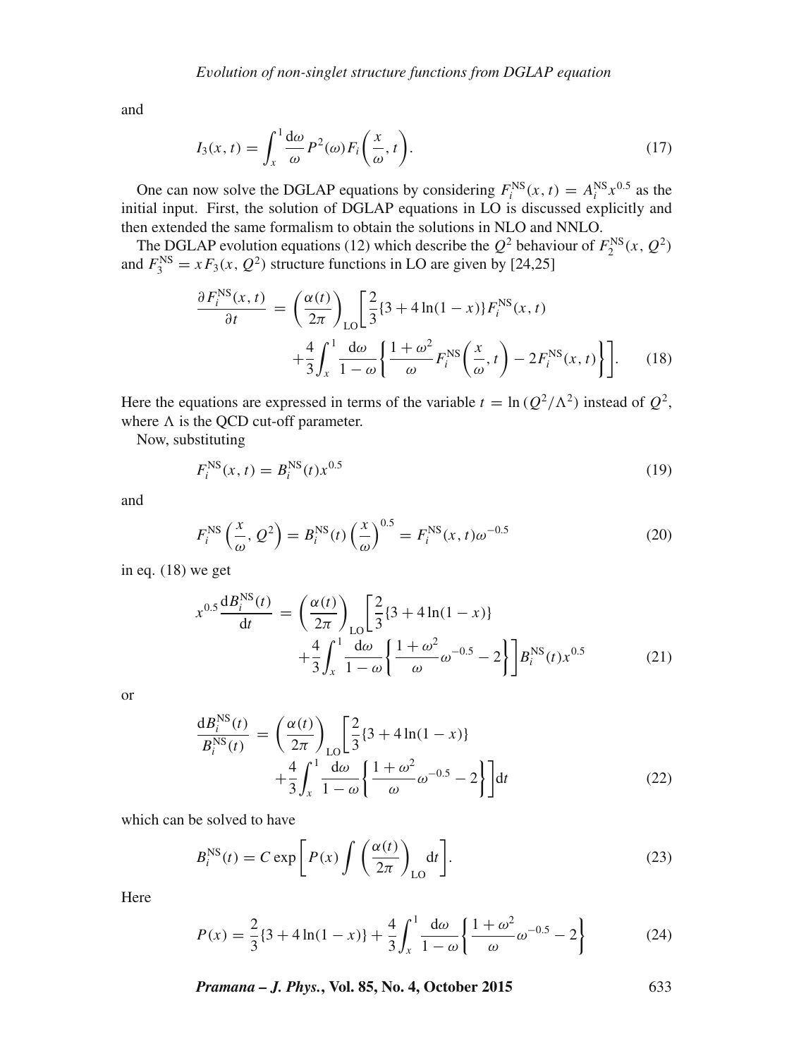and

$$I_3(x, t) = \int_x^1 \frac{\mathrm{d}\omega}{\omega} P^2(\omega) F_i\left(\frac{x}{\omega}, t\right). \tag{17}$$

One can now solve the DGLAP equations by considering $F_i^{\mathrm{NS}}(x, t) = A_i^{\mathrm{NS}} x^{0.5}$ as the initial input. First, the solution of DGLAP equations in LO is discussed explicitly and then extended the same formalism to obtain the solutions in NLO and NNLO.

The DGLAP evolution equations (12) which describe the $Q^2$ behaviour of $F_2^{\mathrm{NS}}(x, Q^2)$ and $F_3^{\mathrm{NS}} = xF_3(x, Q^2)$ structure functions in LO are given by [24,25]

$$\begin{aligned}\frac{\partial F_i^{\mathrm{NS}}(x, t)}{\partial t} &= \left(\frac{\alpha(t)}{2\pi}\right)_{\mathrm{LO}} \left[\frac{2}{3}\{3 + 4\ln(1 - x)\} F_i^{\mathrm{NS}}(x, t) \right. \\ &\left. \quad + \frac{4}{3}\int_x^1 \frac{\mathrm{d}\omega}{1 - \omega}\left\{\frac{1 + \omega^2}{\omega} F_i^{\mathrm{NS}}\left(\frac{x}{\omega}, t\right) - 2F_i^{\mathrm{NS}}(x, t)\right\}\right]. \end{aligned} \tag{18}$$

Here the equations are expressed in terms of the variable $t = \ln(Q^2/\Lambda^2)$ instead of $Q^2$, where $\Lambda$ is the QCD cut-off parameter.

Now, substituting

$$F_i^{\mathrm{NS}}(x, t) = B_i^{\mathrm{NS}}(t) x^{0.5} \tag{19}$$

and

$$F_i^{\mathrm{NS}}\left(\frac{x}{\omega}, Q^2\right) = B_i^{\mathrm{NS}}(t)\left(\frac{x}{\omega}\right)^{0.5} = F_i^{\mathrm{NS}}(x, t)\omega^{-0.5} \tag{20}$$

in eq. (18) we get

$$\begin{aligned}x^{0.5}\frac{\mathrm{d}B_i^{\mathrm{NS}}(t)}{\mathrm{d}t} &= \left(\frac{\alpha(t)}{2\pi}\right)_{\mathrm{LO}} \left[\frac{2}{3}\{3 + 4\ln(1 - x)\} \right. \\ &\left. \quad + \frac{4}{3}\int_x^1 \frac{\mathrm{d}\omega}{1 - \omega}\left\{\frac{1 + \omega^2}{\omega}\omega^{-0.5} - 2\right\}\right] B_i^{\mathrm{NS}}(t) x^{0.5} \end{aligned} \tag{21}$$

or

$$\begin{aligned}\frac{\mathrm{d}B_i^{\mathrm{NS}}(t)}{B_i^{\mathrm{NS}}(t)} &= \left(\frac{\alpha(t)}{2\pi}\right)_{\mathrm{LO}} \left[\frac{2}{3}\{3 + 4\ln(1 - x)\} \right. \\ &\left. \quad + \frac{4}{3}\int_x^1 \frac{\mathrm{d}\omega}{1 - \omega}\left\{\frac{1 + \omega^2}{\omega}\omega^{-0.5} - 2\right\}\right] \mathrm{d}t \end{aligned} \tag{22}$$

which can be solved to have

$$B_i^{\mathrm{NS}}(t) = C \exp\left[P(x) \int \left(\frac{\alpha(t)}{2\pi}\right)_{\mathrm{LO}} \mathrm{d}t\right]. \tag{23}$$

Here

$$P(x) = \frac{2}{3}\{3 + 4\ln(1 - x)\} + \frac{4}{3}\int_x^1 \frac{\mathrm{d}\omega}{1 - \omega}\left\{\frac{1 + \omega^2}{\omega}\omega^{-0.5} - 2\right\} \tag{24}$$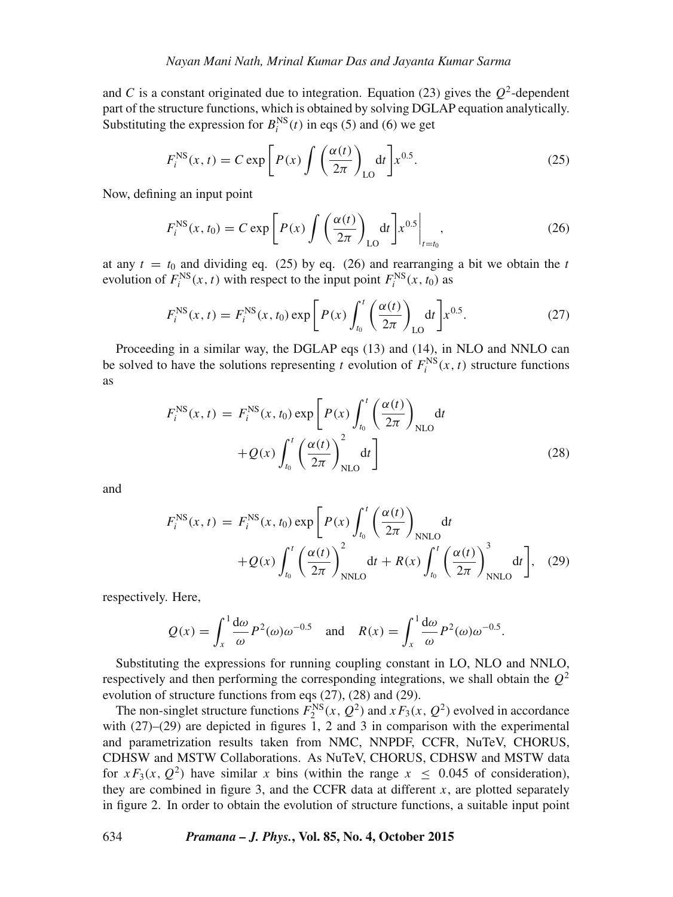and $C$ is a constant originated due to integration. Equation (23) gives the $Q^2$-dependent part of the structure functions, which is obtained by solving DGLAP equation analytically. Substituting the expression for $B_i^{\text{NS}}(t)$ in eqs (5) and (6) we get

$$F_i^{\text{NS}}(x,t) = C \exp\left[P(x)\int \left(\frac{\alpha(t)}{2\pi}\right)_{\text{LO}} \mathrm{d}t\right] x^{0.5}. \tag{25}$$

Now, defining an input point

$$F_i^{\text{NS}}(x,t_0) = C \exp\left[P(x)\int \left(\frac{\alpha(t)}{2\pi}\right)_{\text{LO}} \mathrm{d}t\right] x^{0.5}\Bigg|_{t=t_0}, \tag{26}$$

at any $t = t_0$ and dividing eq. (25) by eq. (26) and rearranging a bit we obtain the $t$ evolution of $F_i^{\text{NS}}(x,t)$ with respect to the input point $F_i^{\text{NS}}(x,t_0)$ as

$$F_i^{\text{NS}}(x,t) = F_i^{\text{NS}}(x,t_0) \exp\left[P(x)\int_{t_0}^{t} \left(\frac{\alpha(t)}{2\pi}\right)_{\text{LO}} \mathrm{d}t\right] x^{0.5}. \tag{27}$$

Proceeding in a similar way, the DGLAP eqs (13) and (14), in NLO and NNLO can be solved to have the solutions representing $t$ evolution of $F_i^{\text{NS}}(x,t)$ structure functions as

$$\begin{aligned} F_i^{\text{NS}}(x,t) = {} & F_i^{\text{NS}}(x,t_0) \exp\left[P(x)\int_{t_0}^{t} \left(\frac{\alpha(t)}{2\pi}\right)_{\text{NLO}} \mathrm{d}t \right. \\ & \left. + Q(x)\int_{t_0}^{t} \left(\frac{\alpha(t)}{2\pi}\right)^2_{\text{NLO}} \mathrm{d}t\right] \end{aligned} \tag{28}$$

and

$$\begin{aligned} F_i^{\text{NS}}(x,t) = {} & F_i^{\text{NS}}(x,t_0) \exp\left[P(x)\int_{t_0}^{t} \left(\frac{\alpha(t)}{2\pi}\right)_{\text{NNLO}} \mathrm{d}t \right. \\ & \left. + Q(x)\int_{t_0}^{t} \left(\frac{\alpha(t)}{2\pi}\right)^2_{\text{NNLO}} \mathrm{d}t + R(x)\int_{t_0}^{t} \left(\frac{\alpha(t)}{2\pi}\right)^3_{\text{NNLO}} \mathrm{d}t\right], \end{aligned} \tag{29}$$

respectively. Here,

$$Q(x) = \int_x^1 \frac{\mathrm{d}\omega}{\omega} P^2(\omega)\omega^{-0.5} \quad \text{and} \quad R(x) = \int_x^1 \frac{\mathrm{d}\omega}{\omega} P^2(\omega)\omega^{-0.5}.$$

Substituting the expressions for running coupling constant in LO, NLO and NNLO, respectively and then performing the corresponding integrations, we shall obtain the $Q^2$ evolution of structure functions from eqs (27), (28) and (29).

The non-singlet structure functions $F_2^{\text{NS}}(x, Q^2)$ and $xF_3(x, Q^2)$ evolved in accordance with (27)–(29) are depicted in figures 1, 2 and 3 in comparison with the experimental and parametrization results taken from NMC, NNPDF, CCFR, NuTeV, CHORUS, CDHSW and MSTW Collaborations. As NuTeV, CHORUS, CDHSW and MSTW data for $xF_3(x, Q^2)$ have similar $x$ bins (within the range $x \leq 0.045$ of consideration), they are combined in figure 3, and the CCFR data at different $x$, are plotted separately in figure 2. In order to obtain the evolution of structure functions, a suitable input point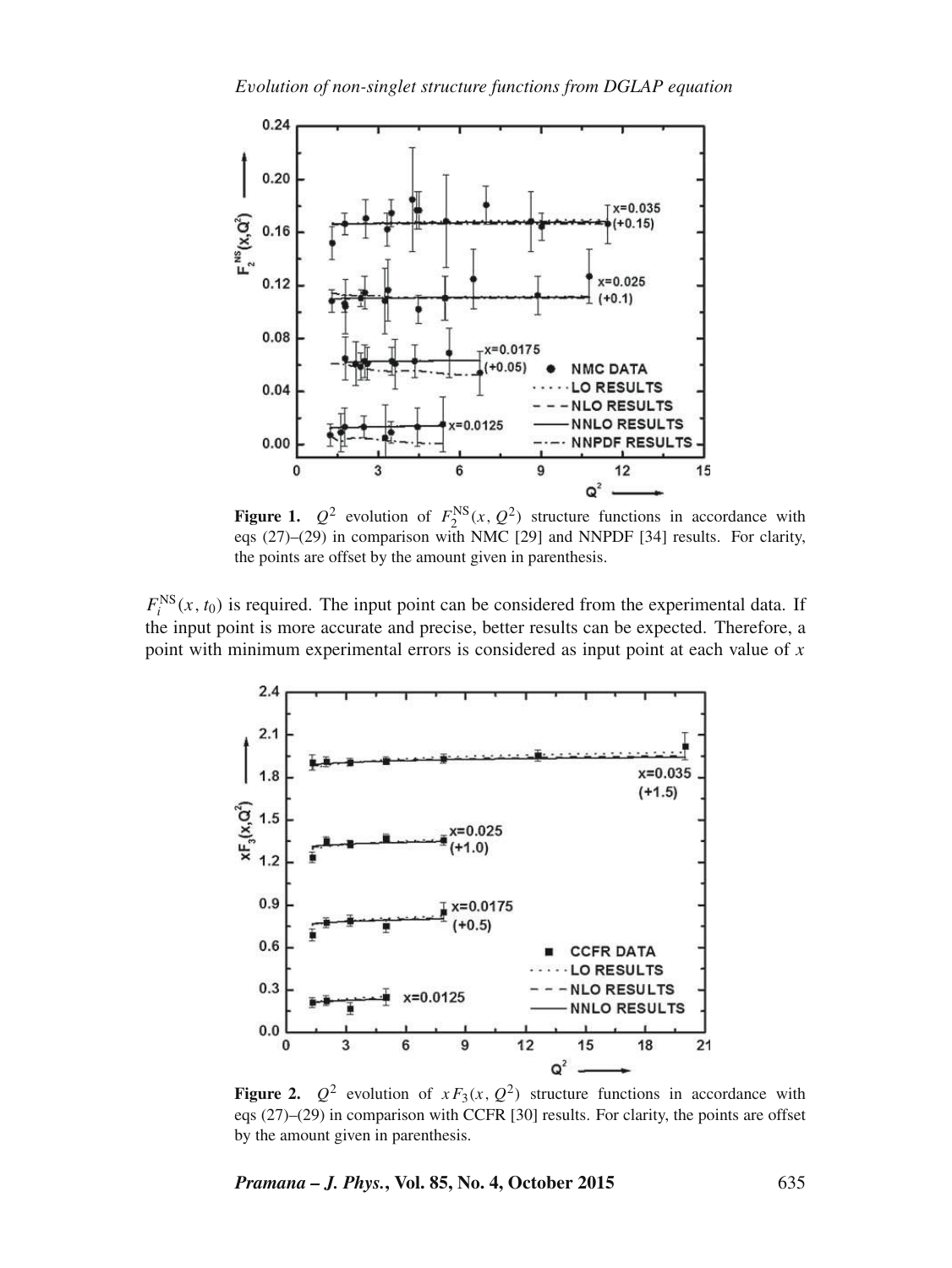**Figure 1.** $Q^2$ evolution of $F_2^{\mathrm{NS}}(x, Q^2)$ structure functions in accordance with eqs (27)–(29) in comparison with NMC [29] and NNPDF [34] results. For clarity, the points are offset by the amount given in parenthesis.

$F_i^{\mathrm{NS}}(x, t_0)$ is required. The input point can be considered from the experimental data. If the input point is more accurate and precise, better results can be expected. Therefore, a point with minimum experimental errors is considered as input point at each value of $x$

**Figure 2.** $Q^2$ evolution of $xF_3(x, Q^2)$ structure functions in accordance with eqs (27)–(29) in comparison with CCFR [30] results. For clarity, the points are offset by the amount given in parenthesis.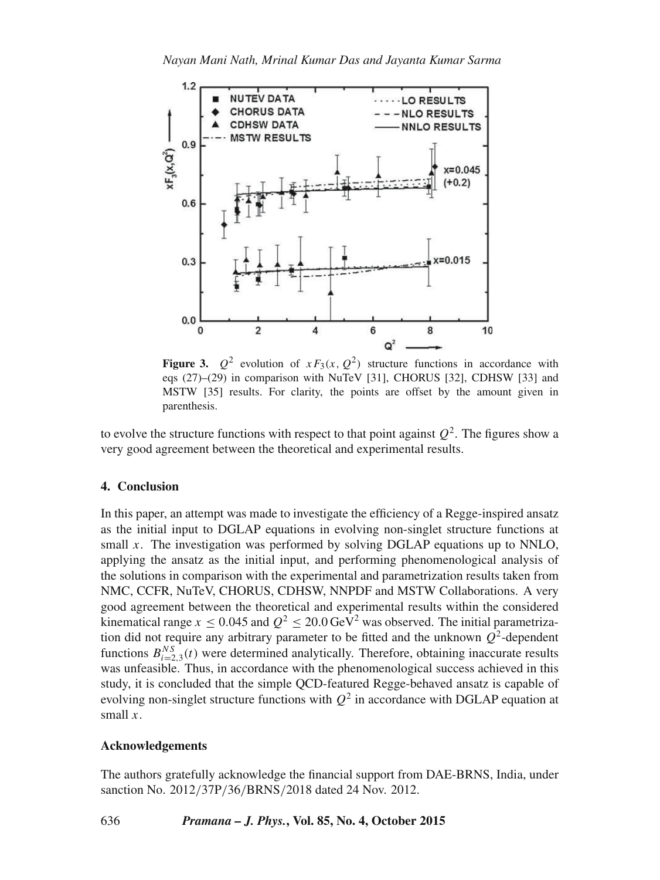**Figure 3.** $Q^2$ evolution of $xF_3(x, Q^2)$ structure functions in accordance with eqs (27)–(29) in comparison with NuTeV [31], CHORUS [32], CDHSW [33] and MSTW [35] results. For clarity, the points are offset by the amount given in parenthesis.

to evolve the structure functions with respect to that point against $Q^2$. The figures show a very good agreement between the theoretical and experimental results.

## 4. Conclusion

In this paper, an attempt was made to investigate the efficiency of a Regge-inspired ansatz as the initial input to DGLAP equations in evolving non-singlet structure functions at small $x$. The investigation was performed by solving DGLAP equations up to NNLO, applying the ansatz as the initial input, and performing phenomenological analysis of the solutions in comparison with the experimental and parametrization results taken from NMC, CCFR, NuTeV, CHORUS, CDHSW, NNPDF and MSTW Collaborations. A very good agreement between the theoretical and experimental results within the considered kinematical range $x \leq 0.045$ and $Q^2 \leq 20.0\,\text{GeV}^2$ was observed. The initial parametrization did not require any arbitrary parameter to be fitted and the unknown $Q^2$-dependent functions $B^{NS}_{i=2,3}(t)$ were determined analytically. Therefore, obtaining inaccurate results was unfeasible. Thus, in accordance with the phenomenological success achieved in this study, it is concluded that the simple QCD-featured Regge-behaved ansatz is capable of evolving non-singlet structure functions with $Q^2$ in accordance with DGLAP equation at small $x$.

### Acknowledgements

The authors gratefully acknowledge the financial support from DAE-BRNS, India, under sanction No. 2012/37P/36/BRNS/2018 dated 24 Nov. 2012.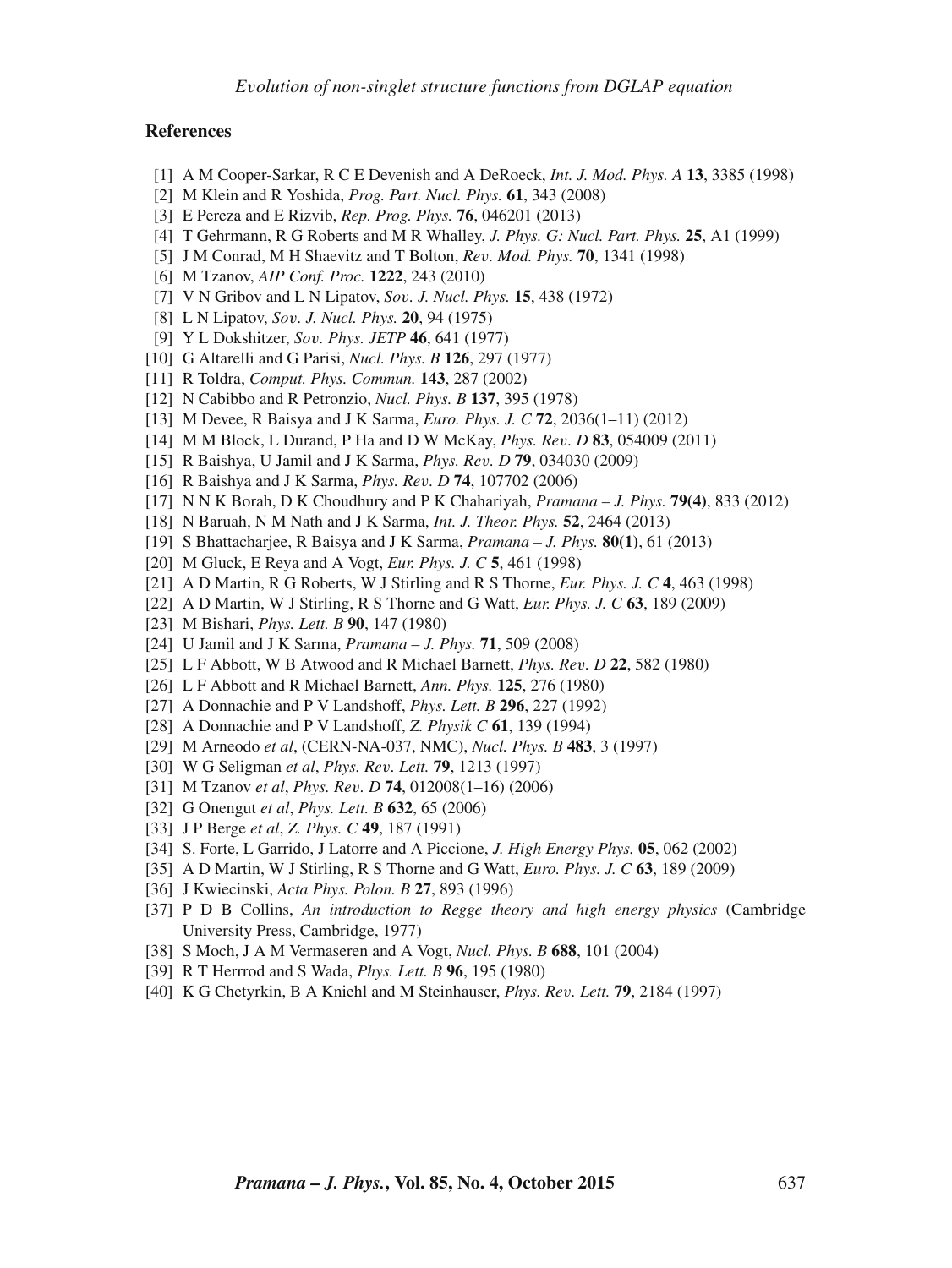## References

[1] A M Cooper-Sarkar, R C E Devenish and A DeRoeck, *Int. J. Mod. Phys. A* **13**, 3385 (1998)
[2] M Klein and R Yoshida, *Prog. Part. Nucl. Phys.* **61**, 343 (2008)
[3] E Pereza and E Rizvib, *Rep. Prog. Phys.* **76**, 046201 (2013)
[4] T Gehrmann, R G Roberts and M R Whalley, *J. Phys. G: Nucl. Part. Phys.* **25**, A1 (1999)
[5] J M Conrad, M H Shaevitz and T Bolton, *Rev. Mod. Phys.* **70**, 1341 (1998)
[6] M Tzanov, *AIP Conf. Proc.* **1222**, 243 (2010)
[7] V N Gribov and L N Lipatov, *Sov. J. Nucl. Phys.* **15**, 438 (1972)
[8] L N Lipatov, *Sov. J. Nucl. Phys.* **20**, 94 (1975)
[9] Y L Dokshitzer, *Sov. Phys. JETP* **46**, 641 (1977)
[10] G Altarelli and G Parisi, *Nucl. Phys. B* **126**, 297 (1977)
[11] R Toldra, *Comput. Phys. Commun.* **143**, 287 (2002)
[12] N Cabibbo and R Petronzio, *Nucl. Phys. B* **137**, 395 (1978)
[13] M Devee, R Baisya and J K Sarma, *Euro. Phys. J. C* **72**, 2036(1–11) (2012)
[14] M M Block, L Durand, P Ha and D W McKay, *Phys. Rev. D* **83**, 054009 (2011)
[15] R Baishya, U Jamil and J K Sarma, *Phys. Rev. D* **79**, 034030 (2009)
[16] R Baishya and J K Sarma, *Phys. Rev. D* **74**, 107702 (2006)
[17] N N K Borah, D K Choudhury and P K Chahariyah, *Pramana – J. Phys.* **79(4)**, 833 (2012)
[18] N Baruah, N M Nath and J K Sarma, *Int. J. Theor. Phys.* **52**, 2464 (2013)
[19] S Bhattacharjee, R Baisya and J K Sarma, *Pramana – J. Phys.* **80(1)**, 61 (2013)
[20] M Gluck, E Reya and A Vogt, *Eur. Phys. J. C* **5**, 461 (1998)
[21] A D Martin, R G Roberts, W J Stirling and R S Thorne, *Eur. Phys. J. C* **4**, 463 (1998)
[22] A D Martin, W J Stirling, R S Thorne and G Watt, *Eur. Phys. J. C* **63**, 189 (2009)
[23] M Bishari, *Phys. Lett. B* **90**, 147 (1980)
[24] U Jamil and J K Sarma, *Pramana – J. Phys.* **71**, 509 (2008)
[25] L F Abbott, W B Atwood and R Michael Barnett, *Phys. Rev. D* **22**, 582 (1980)
[26] L F Abbott and R Michael Barnett, *Ann. Phys.* **125**, 276 (1980)
[27] A Donnachie and P V Landshoff, *Phys. Lett. B* **296**, 227 (1992)
[28] A Donnachie and P V Landshoff, *Z. Physik C* **61**, 139 (1994)
[29] M Arneodo *et al*, (CERN-NA-037, NMC), *Nucl. Phys. B* **483**, 3 (1997)
[30] W G Seligman *et al*, *Phys. Rev. Lett.* **79**, 1213 (1997)
[31] M Tzanov *et al*, *Phys. Rev. D* **74**, 012008(1–16) (2006)
[32] G Onengut *et al*, *Phys. Lett. B* **632**, 65 (2006)
[33] J P Berge *et al*, *Z. Phys. C* **49**, 187 (1991)
[34] S. Forte, L Garrido, J Latorre and A Piccione, *J. High Energy Phys.* **05**, 062 (2002)
[35] A D Martin, W J Stirling, R S Thorne and G Watt, *Euro. Phys. J. C* **63**, 189 (2009)
[36] J Kwiecinski, *Acta Phys. Polon. B* **27**, 893 (1996)
[37] P D B Collins, *An introduction to Regge theory and high energy physics* (Cambridge University Press, Cambridge, 1977)
[38] S Moch, J A M Vermaseren and A Vogt, *Nucl. Phys. B* **688**, 101 (2004)
[39] R T Herrrod and S Wada, *Phys. Lett. B* **96**, 195 (1980)
[40] K G Chetyrkin, B A Kniehl and M Steinhauser, *Phys. Rev. Lett.* **79**, 2184 (1997)